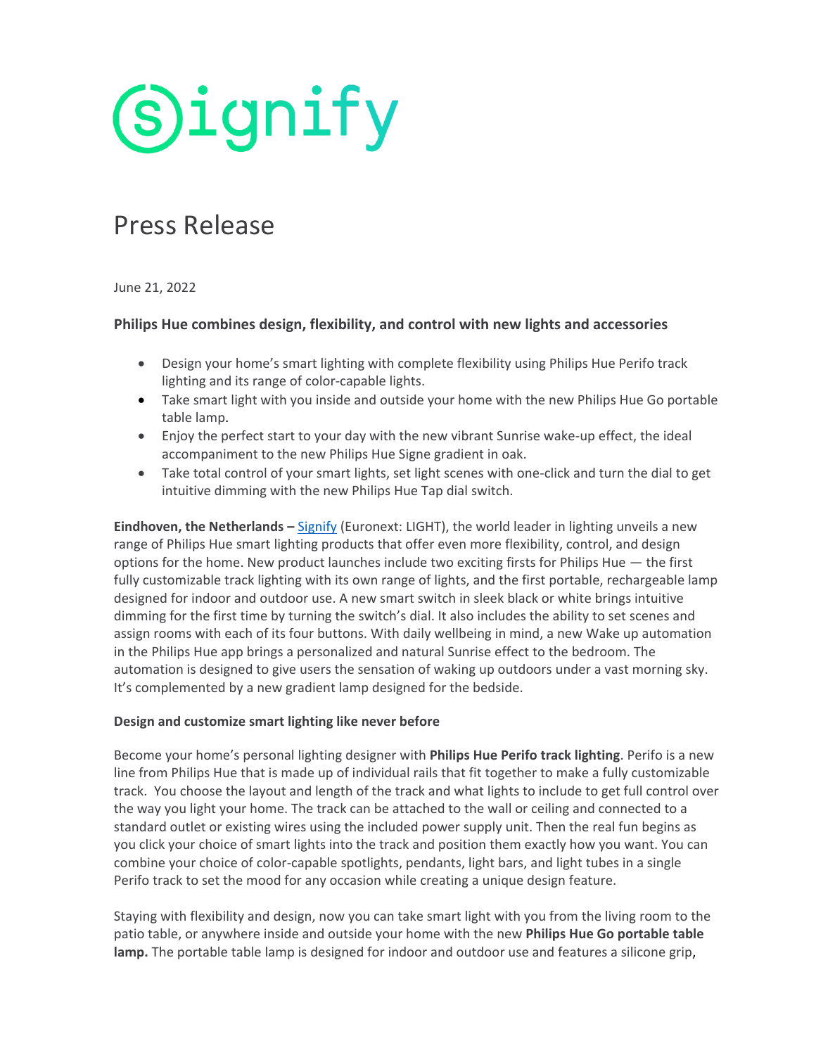# Press Release

June 21, 2022

### Philips Hue combines design, flexibility, and control with new lights and accessories

- Design your home's smart lighting with complete flexibility using Philips Hue Perifo track lighting and its range of color-capable lights.
- Take smart light with you inside and outside your home with the new Philips Hue Go portable table lamp.
- Enjoy the perfect start to your day with the new vibrant Sunrise wake-up effect, the ideal accompaniment to the new Philips Hue Signe gradient in oak.
- Take total control of your smart lights, set light scenes with one-click and turn the dial to get intuitive dimming with the new Philips Hue Tap dial switch.

**Eindhoven, the Netherlands –** Signify (Euronext: LIGHT), the world leader in lighting unveils a new range of Philips Hue smart lighting products that offer even more flexibility, control, and design options for the home. New product launches include two exciting firsts for Philips Hue — the first fully customizable track lighting with its own range of lights, and the first portable, rechargeable lamp designed for indoor and outdoor use. A new smart switch in sleek black or white brings intuitive dimming for the first time by turning the switch's dial. It also includes the ability to set scenes and assign rooms with each of its four buttons. With daily wellbeing in mind, a new Wake up automation in the Philips Hue app brings a personalized and natural Sunrise effect to the bedroom. The automation is designed to give users the sensation of waking up outdoors under a vast morning sky. It's complemented by a new gradient lamp designed for the bedside.

### Design and customize smart lighting like never before

Become your home's personal lighting designer with **Philips Hue Perifo track lighting**. Perifo is a new line from Philips Hue that is made up of individual rails that fit together to make a fully customizable track. You choose the layout and length of the track and what lights to include to get full control over the way you light your home. The track can be attached to the wall or ceiling and connected to a standard outlet or existing wires using the included power supply unit. Then the real fun begins as you click your choice of smart lights into the track and position them exactly how you want. You can combine your choice of color-capable spotlights, pendants, light bars, and light tubes in a single Perifo track to set the mood for any occasion while creating a unique design feature.

Staying with flexibility and design, now you can take smart light with you from the living room to the patio table, or anywhere inside and outside your home with the new **Philips Hue Go portable table lamp.** The portable table lamp is designed for indoor and outdoor use and features a silicone grip,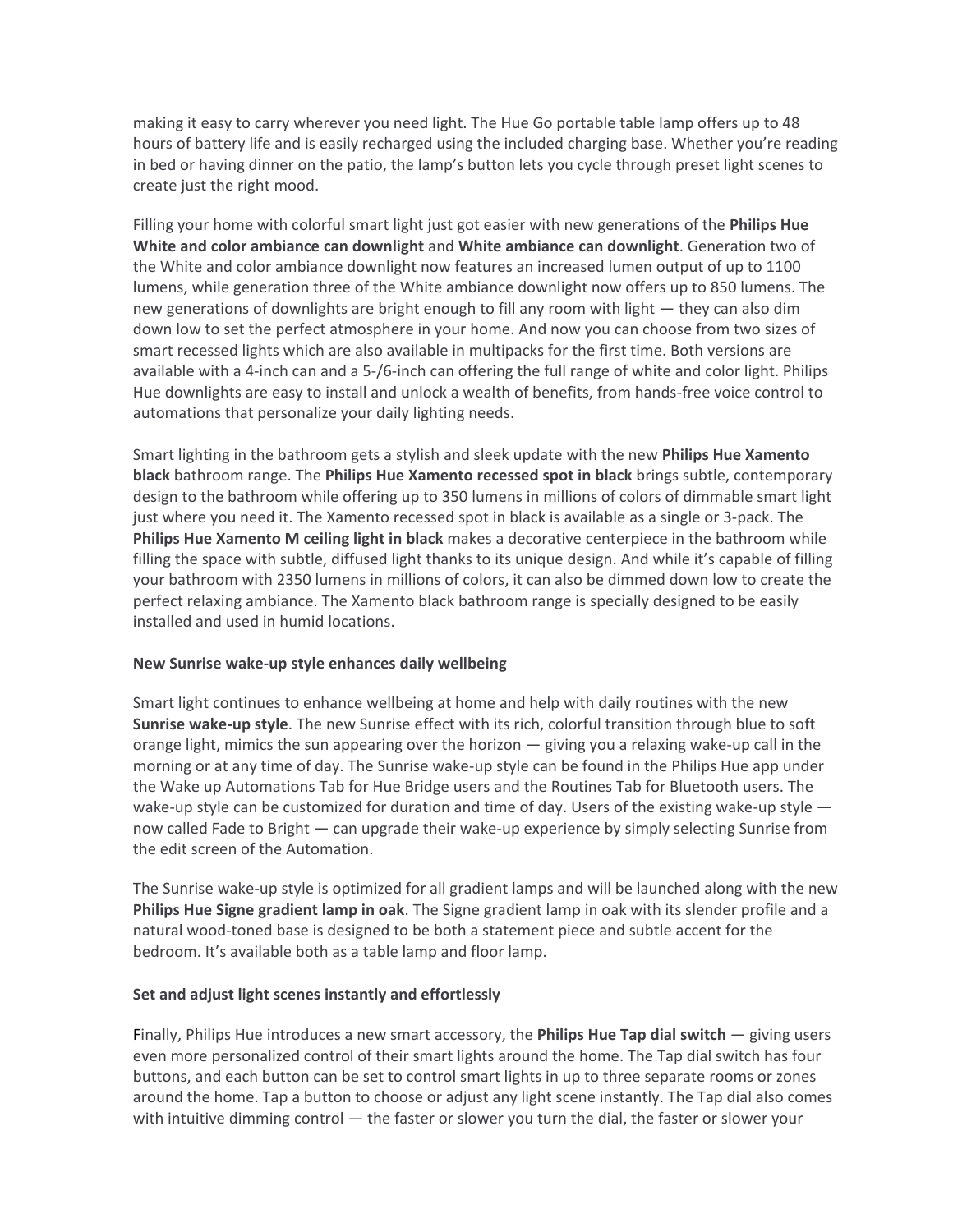making it easy to carry wherever you need light. The Hue Go portable table lamp offers up to 48 hours of battery life and is easily recharged using the included charging base. Whether you're reading in bed or having dinner on the patio, the lamp's button lets you cycle through preset light scenes to create just the right mood.

Filling your home with colorful smart light just got easier with new generations of the **Philips Hue White and color ambiance can downlight** and **White ambiance can downlight**. Generation two of the White and color ambiance downlight now features an increased lumen output of up to 1100 lumens, while generation three of the White ambiance downlight now offers up to 850 lumens. The new generations of downlights are bright enough to fill any room with light — they can also dim down low to set the perfect atmosphere in your home. And now you can choose from two sizes of smart recessed lights which are also available in multipacks for the first time. Both versions are available with a 4-inch can and a 5-/6-inch can offering the full range of white and color light. Philips Hue downlights are easy to install and unlock a wealth of benefits, from hands-free voice control to automations that personalize your daily lighting needs.

Smart lighting in the bathroom gets a stylish and sleek update with the new **Philips Hue Xamento black** bathroom range. The **Philips Hue Xamento recessed spot in black** brings subtle, contemporary design to the bathroom while offering up to 350 lumens in millions of colors of dimmable smart light just where you need it. The Xamento recessed spot in black is available as a single or 3-pack. The **Philips Hue Xamento M ceiling light in black** makes a decorative centerpiece in the bathroom while filling the space with subtle, diffused light thanks to its unique design. And while it's capable of filling your bathroom with 2350 lumens in millions of colors, it can also be dimmed down low to create the perfect relaxing ambiance. The Xamento black bathroom range is specially designed to be easily installed and used in humid locations.

**New Sunrise wake-up style enhances daily wellbeing**

Smart light continues to enhance wellbeing at home and help with daily routines with the new **Sunrise wake-up style**. The new Sunrise effect with its rich, colorful transition through blue to soft orange light, mimics the sun appearing over the horizon — giving you a relaxing wake-up call in the morning or at any time of day. The Sunrise wake-up style can be found in the Philips Hue app under the Wake up Automations Tab for Hue Bridge users and the Routines Tab for Bluetooth users. The wake-up style can be customized for duration and time of day. Users of the existing wake-up style — now called Fade to Bright — can upgrade their wake-up experience by simply selecting Sunrise from the edit screen of the Automation.

The Sunrise wake-up style is optimized for all gradient lamps and will be launched along with the new **Philips Hue Signe gradient lamp in oak**. The Signe gradient lamp in oak with its slender profile and a natural wood-toned base is designed to be both a statement piece and subtle accent for the bedroom. It's available both as a table lamp and floor lamp.

**Set and adjust light scenes instantly and effortlessly**

Finally, Philips Hue introduces a new smart accessory, the **Philips Hue Tap dial switch** — giving users even more personalized control of their smart lights around the home. The Tap dial switch has four buttons, and each button can be set to control smart lights in up to three separate rooms or zones around the home. Tap a button to choose or adjust any light scene instantly. The Tap dial also comes with intuitive dimming control — the faster or slower you turn the dial, the faster or slower your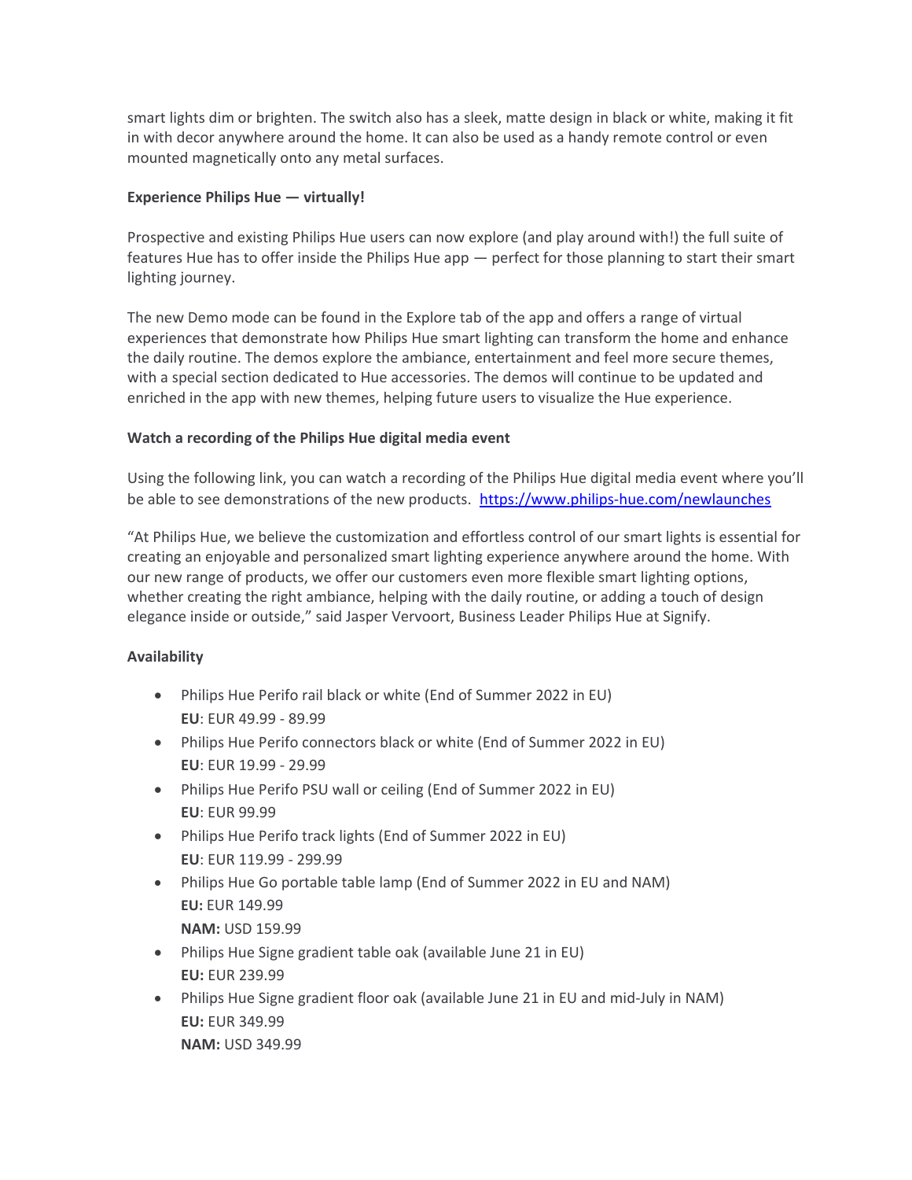smart lights dim or brighten. The switch also has a sleek, matte design in black or white, making it fit in with decor anywhere around the home. It can also be used as a handy remote control or even mounted magnetically onto any metal surfaces.

**Experience Philips Hue — virtually!**

Prospective and existing Philips Hue users can now explore (and play around with!) the full suite of features Hue has to offer inside the Philips Hue app — perfect for those planning to start their smart lighting journey.

The new Demo mode can be found in the Explore tab of the app and offers a range of virtual experiences that demonstrate how Philips Hue smart lighting can transform the home and enhance the daily routine. The demos explore the ambiance, entertainment and feel more secure themes, with a special section dedicated to Hue accessories. The demos will continue to be updated and enriched in the app with new themes, helping future users to visualize the Hue experience.

**Watch a recording of the Philips Hue digital media event**

Using the following link, you can watch a recording of the Philips Hue digital media event where you'll be able to see demonstrations of the new products. [https://www.philips-hue.com/newlaunches](https://www.philips-hue.com/newlaunches)

"At Philips Hue, we believe the customization and effortless control of our smart lights is essential for creating an enjoyable and personalized smart lighting experience anywhere around the home. With our new range of products, we offer our customers even more flexible smart lighting options, whether creating the right ambiance, helping with the daily routine, or adding a touch of design elegance inside or outside," said Jasper Vervoort, Business Leader Philips Hue at Signify.

**Availability**

- Philips Hue Perifo rail black or white (End of Summer 2022 in EU)
  **EU**: EUR 49.99 - 89.99
- Philips Hue Perifo connectors black or white (End of Summer 2022 in EU)
  **EU**: EUR 19.99 - 29.99
- Philips Hue Perifo PSU wall or ceiling (End of Summer 2022 in EU)
  **EU**: EUR 99.99
- Philips Hue Perifo track lights (End of Summer 2022 in EU)
  **EU**: EUR 119.99 - 299.99
- Philips Hue Go portable table lamp (End of Summer 2022 in EU and NAM)
  **EU:** EUR 149.99
  **NAM:** USD 159.99
- Philips Hue Signe gradient table oak (available June 21 in EU)
  **EU:** EUR 239.99
- Philips Hue Signe gradient floor oak (available June 21 in EU and mid-July in NAM)
  **EU:** EUR 349.99
  **NAM:** USD 349.99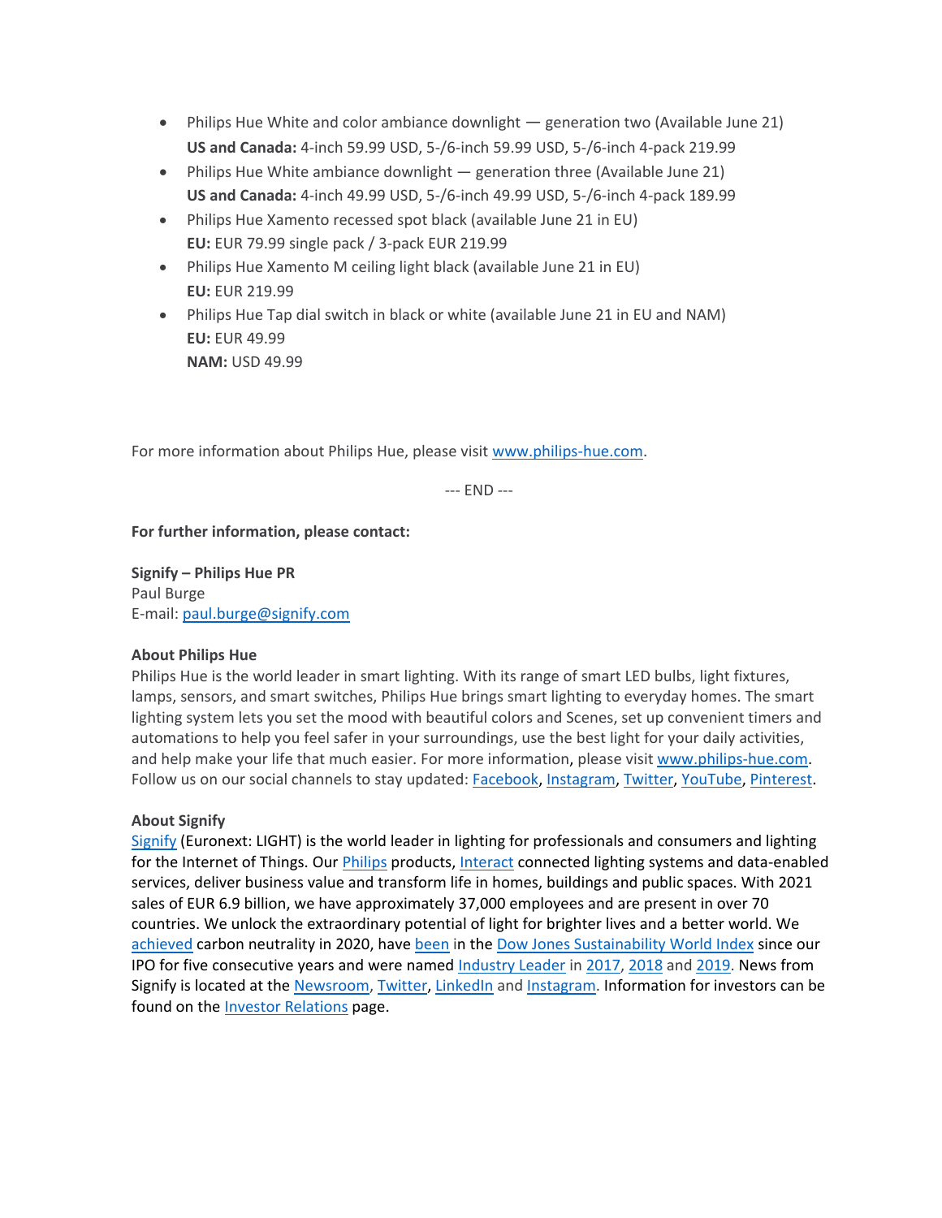- Philips Hue White and color ambiance downlight — generation two (Available June 21)
  **US and Canada:** 4-inch 59.99 USD, 5-/6-inch 59.99 USD, 5-/6-inch 4-pack 219.99
- Philips Hue White ambiance downlight — generation three (Available June 21)
  **US and Canada:** 4-inch 49.99 USD, 5-/6-inch 49.99 USD, 5-/6-inch 4-pack 189.99
- Philips Hue Xamento recessed spot black (available June 21 in EU)
  **EU:** EUR 79.99 single pack / 3-pack EUR 219.99
- Philips Hue Xamento M ceiling light black (available June 21 in EU)
  **EU:** EUR 219.99
- Philips Hue Tap dial switch in black or white (available June 21 in EU and NAM)
  **EU:** EUR 49.99
  **NAM:** USD 49.99

For more information about Philips Hue, please visit www.philips-hue.com.

--- END ---

**For further information, please contact:**

**Signify – Philips Hue PR**
Paul Burge
E-mail: paul.burge@signify.com

**About Philips Hue**
Philips Hue is the world leader in smart lighting. With its range of smart LED bulbs, light fixtures, lamps, sensors, and smart switches, Philips Hue brings smart lighting to everyday homes. The smart lighting system lets you set the mood with beautiful colors and Scenes, set up convenient timers and automations to help you feel safer in your surroundings, use the best light for your daily activities, and help make your life that much easier. For more information, please visit www.philips-hue.com. Follow us on our social channels to stay updated: Facebook, Instagram, Twitter, YouTube, Pinterest.

**About Signify**
Signify (Euronext: LIGHT) is the world leader in lighting for professionals and consumers and lighting for the Internet of Things. Our Philips products, Interact connected lighting systems and data-enabled services, deliver business value and transform life in homes, buildings and public spaces. With 2021 sales of EUR 6.9 billion, we have approximately 37,000 employees and are present in over 70 countries. We unlock the extraordinary potential of light for brighter lives and a better world. We achieved carbon neutrality in 2020, have been in the Dow Jones Sustainability World Index since our IPO for five consecutive years and were named Industry Leader in 2017, 2018 and 2019. News from Signify is located at the Newsroom, Twitter, LinkedIn and Instagram. Information for investors can be found on the Investor Relations page.